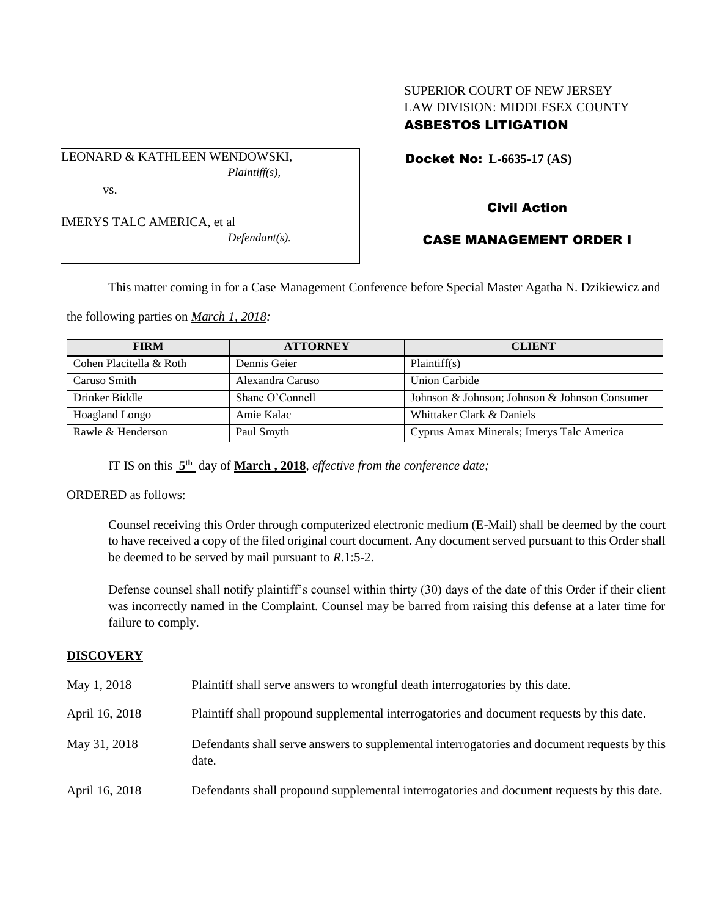SUPERIOR COURT OF NEW JERSEY
LAW DIVISION: MIDDLESEX COUNTY
**ASBESTOS LITIGATION**

LEONARD & KATHLEEN WENDOWSKI,
*Plaintiff(s),*

vs.

IMERYS TALC AMERICA, et al
*Defendant(s).*

**Docket No: L-6635-17 (AS)**

**Civil Action**

**CASE MANAGEMENT ORDER I**

This matter coming in for a Case Management Conference before Special Master Agatha N. Dzikiewicz and the following parties on *March 1, 2018:*

| FIRM | ATTORNEY | CLIENT |
| --- | --- | --- |
| Cohen Placitella & Roth | Dennis Geier | Plaintiff(s) |
| Caruso Smith | Alexandra Caruso | Union Carbide |
| Drinker Biddle | Shane O'Connell | Johnson & Johnson; Johnson & Johnson Consumer |
| Hoagland Longo | Amie Kalac | Whittaker Clark & Daniels |
| Rawle & Henderson | Paul Smyth | Cyprus Amax Minerals; Imerys Talc America |

IT IS on this **5th** day of **March , 2018**, *effective from the conference date;*

ORDERED as follows:

Counsel receiving this Order through computerized electronic medium (E-Mail) shall be deemed by the court to have received a copy of the filed original court document. Any document served pursuant to this Order shall be deemed to be served by mail pursuant to *R*.1:5-2.

Defense counsel shall notify plaintiff's counsel within thirty (30) days of the date of this Order if their client was incorrectly named in the Complaint. Counsel may be barred from raising this defense at a later time for failure to comply.

**DISCOVERY**

| | |
| --- | --- |
| May 1, 2018 | Plaintiff shall serve answers to wrongful death interrogatories by this date. |
| April 16, 2018 | Plaintiff shall propound supplemental interrogatories and document requests by this date. |
| May 31, 2018 | Defendants shall serve answers to supplemental interrogatories and document requests by this date. |
| April 16, 2018 | Defendants shall propound supplemental interrogatories and document requests by this date. |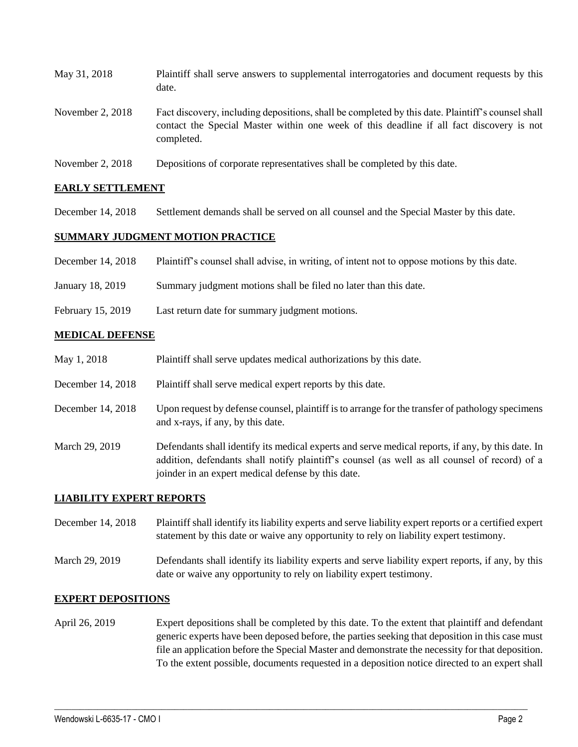May 31, 2018 Plaintiff shall serve answers to supplemental interrogatories and document requests by this date.

November 2, 2018 Fact discovery, including depositions, shall be completed by this date. Plaintiff's counsel shall contact the Special Master within one week of this deadline if all fact discovery is not completed.

November 2, 2018 Depositions of corporate representatives shall be completed by this date.

**EARLY SETTLEMENT**

December 14, 2018 Settlement demands shall be served on all counsel and the Special Master by this date.

**SUMMARY JUDGMENT MOTION PRACTICE**

December 14, 2018 Plaintiff's counsel shall advise, in writing, of intent not to oppose motions by this date.

January 18, 2019 Summary judgment motions shall be filed no later than this date.

February 15, 2019 Last return date for summary judgment motions.

**MEDICAL DEFENSE**

May 1, 2018 Plaintiff shall serve updates medical authorizations by this date.

December 14, 2018 Plaintiff shall serve medical expert reports by this date.

December 14, 2018 Upon request by defense counsel, plaintiff is to arrange for the transfer of pathology specimens and x-rays, if any, by this date.

March 29, 2019 Defendants shall identify its medical experts and serve medical reports, if any, by this date. In addition, defendants shall notify plaintiff's counsel (as well as all counsel of record) of a joinder in an expert medical defense by this date.

**LIABILITY EXPERT REPORTS**

December 14, 2018 Plaintiff shall identify its liability experts and serve liability expert reports or a certified expert statement by this date or waive any opportunity to rely on liability expert testimony.

March 29, 2019 Defendants shall identify its liability experts and serve liability expert reports, if any, by this date or waive any opportunity to rely on liability expert testimony.

**EXPERT DEPOSITIONS**

April 26, 2019 Expert depositions shall be completed by this date. To the extent that plaintiff and defendant generic experts have been deposed before, the parties seeking that deposition in this case must file an application before the Special Master and demonstrate the necessity for that deposition. To the extent possible, documents requested in a deposition notice directed to an expert shall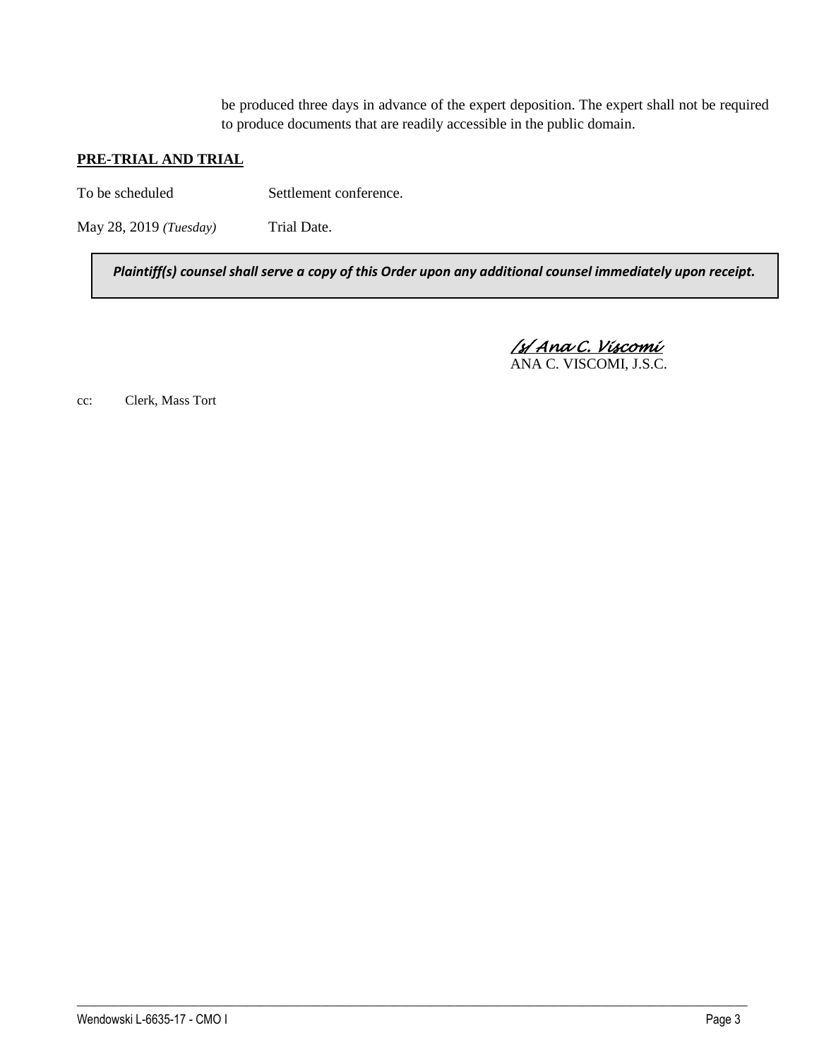be produced three days in advance of the expert deposition. The expert shall not be required to produce documents that are readily accessible in the public domain.

**PRE-TRIAL AND TRIAL**

| | |
|---|---|
| To be scheduled | Settlement conference. |
| May 28, 2019 *(Tuesday)* | Trial Date. |

***Plaintiff(s) counsel shall serve a copy of this Order upon any additional counsel immediately upon receipt.***

*/s/ Ana C. Viscomi*
ANA C. VISCOMI, J.S.C.

cc: Clerk, Mass Tort